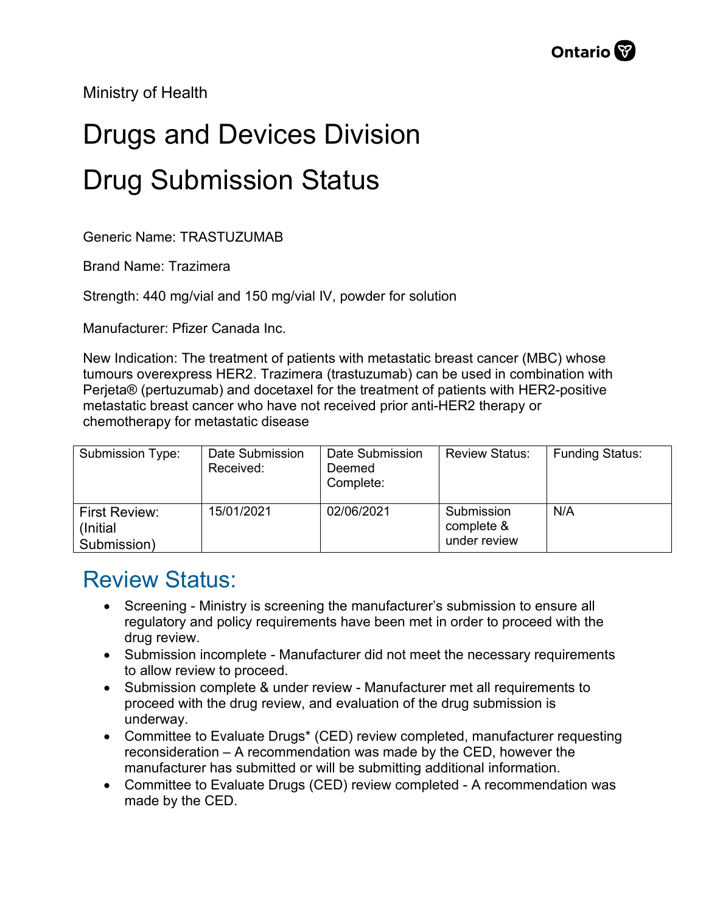Ministry of Health

# Drugs and Devices Division

# Drug Submission Status

Generic Name: TRASTUZUMAB

Brand Name: Trazimera

Strength: 440 mg/vial and 150 mg/vial IV, powder for solution

Manufacturer: Pfizer Canada Inc.

New Indication: The treatment of patients with metastatic breast cancer (MBC) whose tumours overexpress HER2. Trazimera (trastuzumab) can be used in combination with Perjeta® (pertuzumab) and docetaxel for the treatment of patients with HER2-positive metastatic breast cancer who have not received prior anti-HER2 therapy or chemotherapy for metastatic disease

| Submission Type: | Date Submission Received: | Date Submission Deemed Complete: | Review Status: | Funding Status: |
|---|---|---|---|---|
| First Review: (Initial Submission) | 15/01/2021 | 02/06/2021 | Submission complete & under review | N/A |

## Review Status:

- Screening - Ministry is screening the manufacturer's submission to ensure all regulatory and policy requirements have been met in order to proceed with the drug review.
- Submission incomplete - Manufacturer did not meet the necessary requirements to allow review to proceed.
- Submission complete & under review - Manufacturer met all requirements to proceed with the drug review, and evaluation of the drug submission is underway.
- Committee to Evaluate Drugs* (CED) review completed, manufacturer requesting reconsideration – A recommendation was made by the CED, however the manufacturer has submitted or will be submitting additional information.
- Committee to Evaluate Drugs (CED) review completed - A recommendation was made by the CED.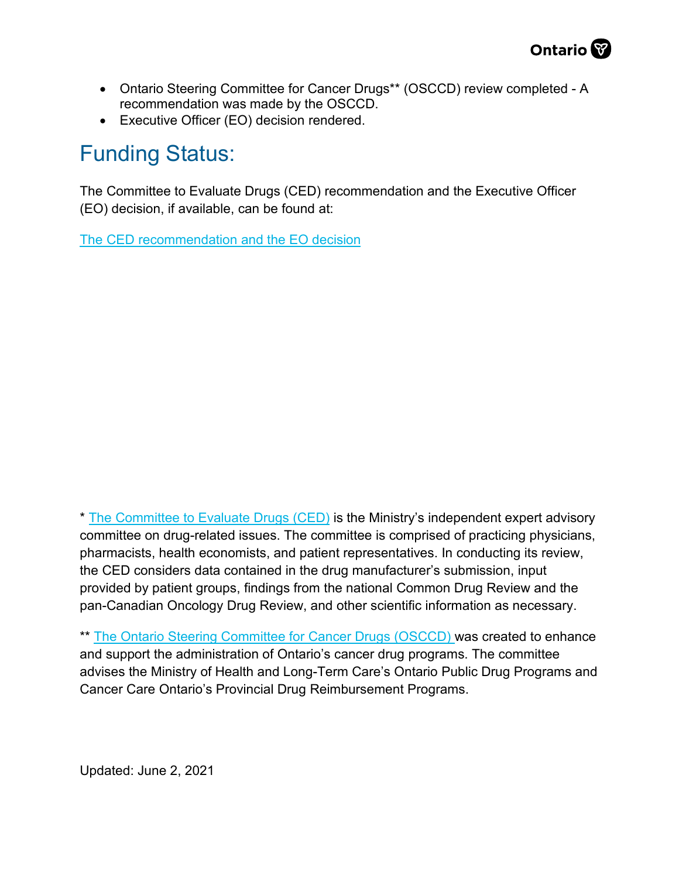- Ontario Steering Committee for Cancer Drugs** (OSCCD) review completed - A recommendation was made by the OSCCD.
- Executive Officer (EO) decision rendered.

## Funding Status:

The Committee to Evaluate Drugs (CED) recommendation and the Executive Officer (EO) decision, if available, can be found at:

The CED recommendation and the EO decision

* The Committee to Evaluate Drugs (CED) is the Ministry's independent expert advisory committee on drug-related issues. The committee is comprised of practicing physicians, pharmacists, health economists, and patient representatives. In conducting its review, the CED considers data contained in the drug manufacturer's submission, input provided by patient groups, findings from the national Common Drug Review and the pan-Canadian Oncology Drug Review, and other scientific information as necessary.

** The Ontario Steering Committee for Cancer Drugs (OSCCD) was created to enhance and support the administration of Ontario's cancer drug programs. The committee advises the Ministry of Health and Long-Term Care's Ontario Public Drug Programs and Cancer Care Ontario's Provincial Drug Reimbursement Programs.

Updated: June 2, 2021